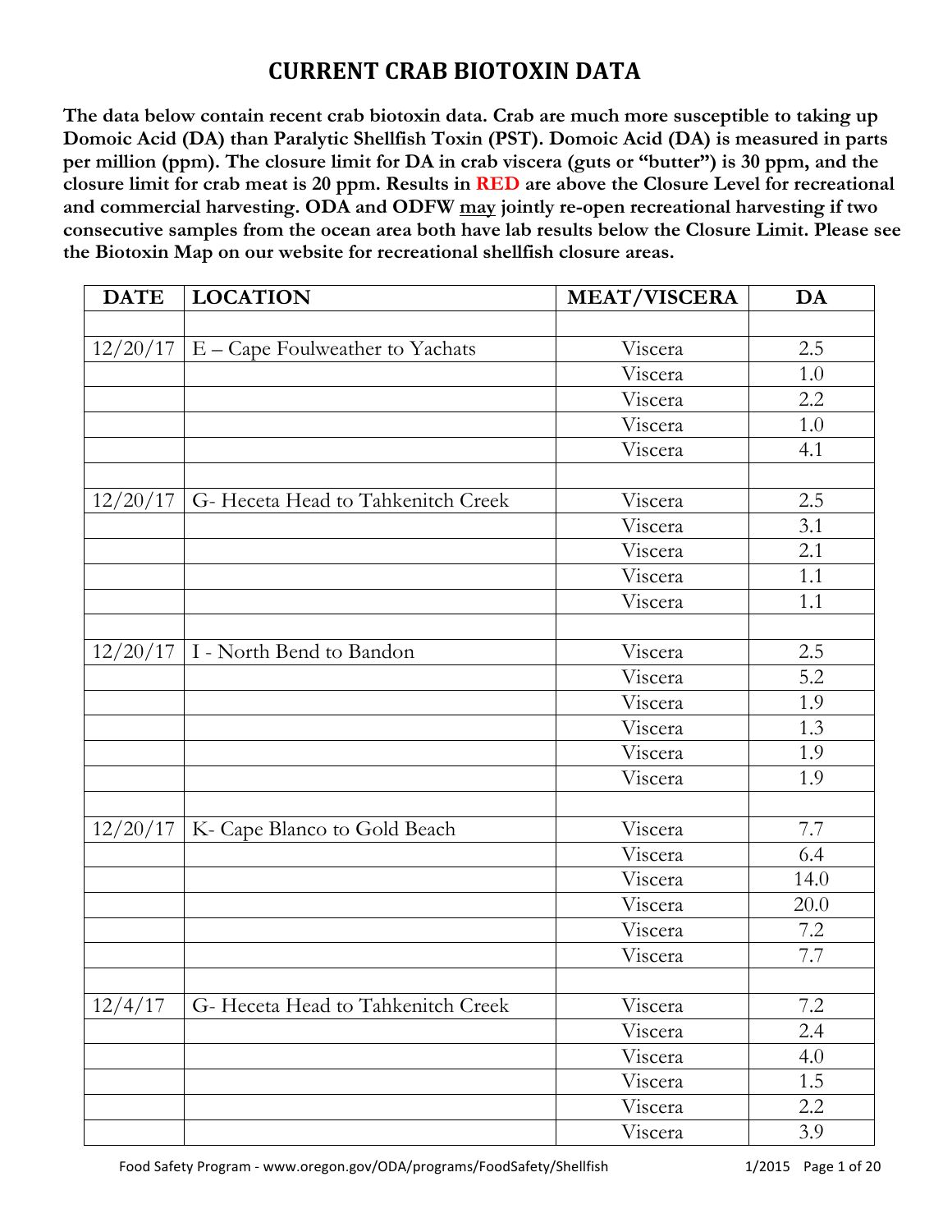# CURRENT CRAB BIOTOXIN DATA

**The data below contain recent crab biotoxin data. Crab are much more susceptible to taking up Domoic Acid (DA) than Paralytic Shellfish Toxin (PST). Domoic Acid (DA) is measured in parts per million (ppm). The closure limit for DA in crab viscera (guts or "butter") is 30 ppm, and the closure limit for crab meat is 20 ppm. Results in RED are above the Closure Level for recreational and commercial harvesting. ODA and ODFW may jointly re-open recreational harvesting if two consecutive samples from the ocean area both have lab results below the Closure Limit. Please see the Biotoxin Map on our website for recreational shellfish closure areas.**

| DATE | LOCATION | MEAT/VISCERA | DA |
|---|---|---|---|
| | | | |
| 12/20/17 | E – Cape Foulweather to Yachats | Viscera | 2.5 |
| | | Viscera | 1.0 |
| | | Viscera | 2.2 |
| | | Viscera | 1.0 |
| | | Viscera | 4.1 |
| | | | |
| 12/20/17 | G- Heceta Head to Tahkenitch Creek | Viscera | 2.5 |
| | | Viscera | 3.1 |
| | | Viscera | 2.1 |
| | | Viscera | 1.1 |
| | | Viscera | 1.1 |
| | | | |
| 12/20/17 | I - North Bend to Bandon | Viscera | 2.5 |
| | | Viscera | 5.2 |
| | | Viscera | 1.9 |
| | | Viscera | 1.3 |
| | | Viscera | 1.9 |
| | | Viscera | 1.9 |
| | | | |
| 12/20/17 | K- Cape Blanco to Gold Beach | Viscera | 7.7 |
| | | Viscera | 6.4 |
| | | Viscera | 14.0 |
| | | Viscera | 20.0 |
| | | Viscera | 7.2 |
| | | Viscera | 7.7 |
| | | | |
| 12/4/17 | G- Heceta Head to Tahkenitch Creek | Viscera | 7.2 |
| | | Viscera | 2.4 |
| | | Viscera | 4.0 |
| | | Viscera | 1.5 |
| | | Viscera | 2.2 |
| | | Viscera | 3.9 |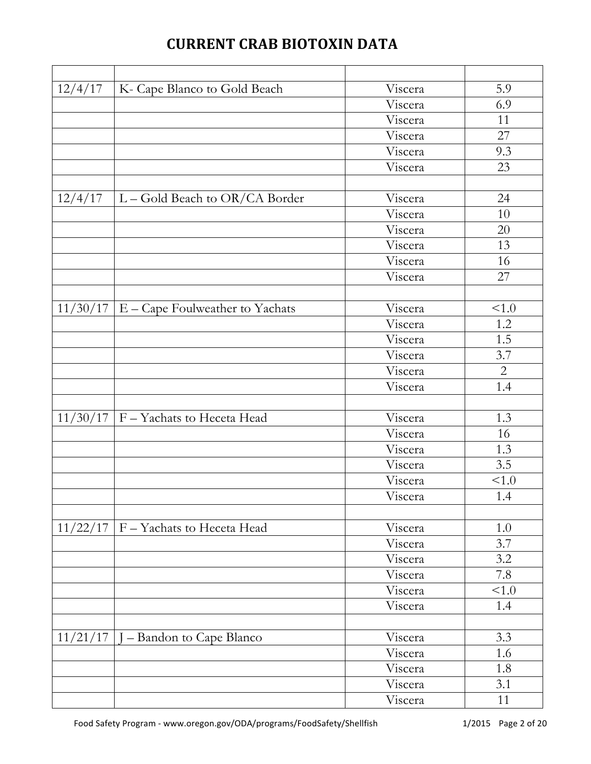# CURRENT CRAB BIOTOXIN DATA

| | | | |
|---|---|---|---|
| 12/4/17 | K- Cape Blanco to Gold Beach | Viscera | 5.9 |
| | | Viscera | 6.9 |
| | | Viscera | 11 |
| | | Viscera | 27 |
| | | Viscera | 9.3 |
| | | Viscera | 23 |
| | | | |
| 12/4/17 | L – Gold Beach to OR/CA Border | Viscera | 24 |
| | | Viscera | 10 |
| | | Viscera | 20 |
| | | Viscera | 13 |
| | | Viscera | 16 |
| | | Viscera | 27 |
| | | | |
| 11/30/17 | E – Cape Foulweather to Yachats | Viscera | <1.0 |
| | | Viscera | 1.2 |
| | | Viscera | 1.5 |
| | | Viscera | 3.7 |
| | | Viscera | 2 |
| | | Viscera | 1.4 |
| | | | |
| 11/30/17 | F – Yachats to Heceta Head | Viscera | 1.3 |
| | | Viscera | 16 |
| | | Viscera | 1.3 |
| | | Viscera | 3.5 |
| | | Viscera | <1.0 |
| | | Viscera | 1.4 |
| | | | |
| 11/22/17 | F – Yachats to Heceta Head | Viscera | 1.0 |
| | | Viscera | 3.7 |
| | | Viscera | 3.2 |
| | | Viscera | 7.8 |
| | | Viscera | <1.0 |
| | | Viscera | 1.4 |
| | | | |
| 11/21/17 | J – Bandon to Cape Blanco | Viscera | 3.3 |
| | | Viscera | 1.6 |
| | | Viscera | 1.8 |
| | | Viscera | 3.1 |
| | | Viscera | 11 |

Food Safety Program - www.oregon.gov/ODA/programs/FoodSafety/Shellfish 1/2015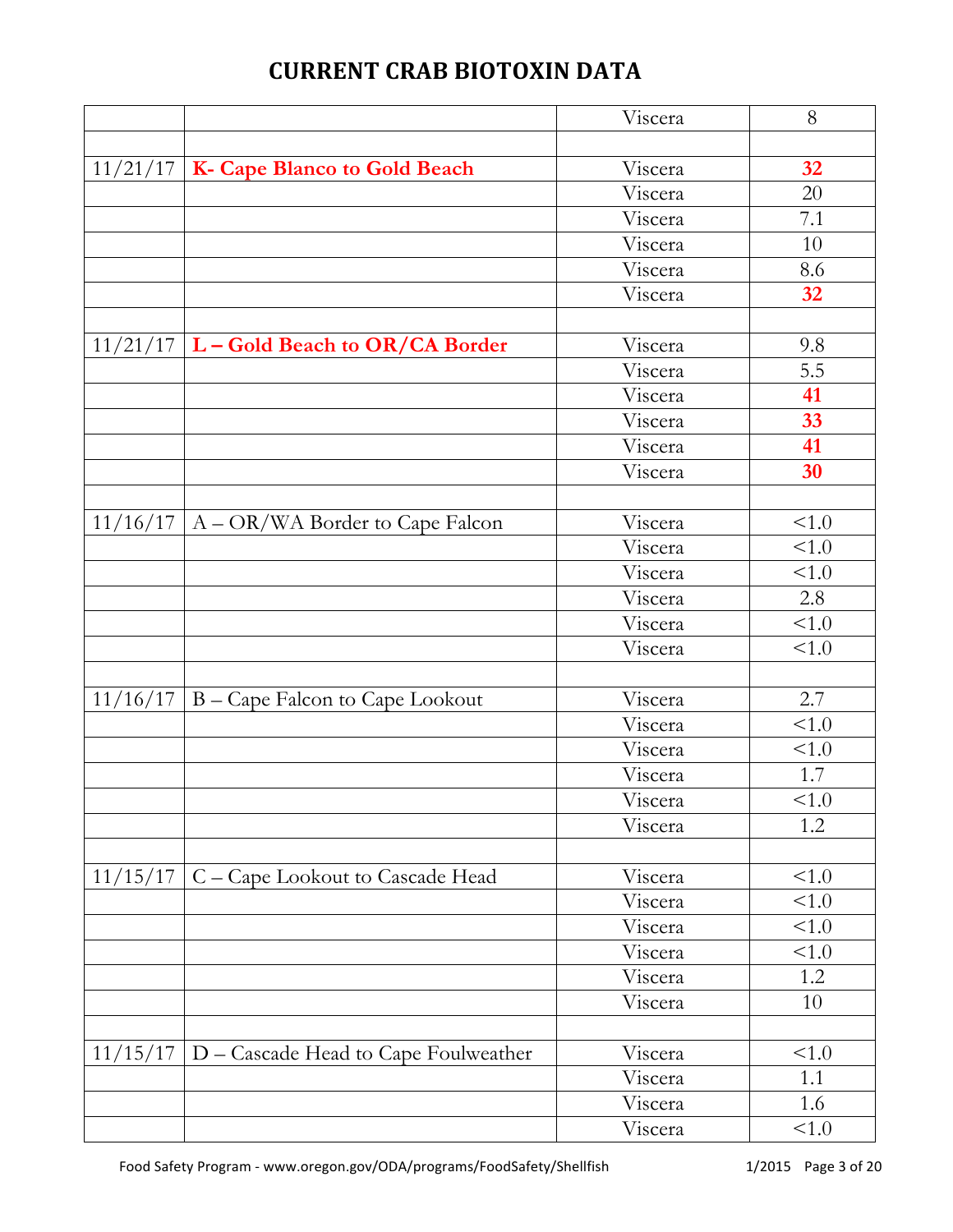# CURRENT CRAB BIOTOXIN DATA

| | | | |
|---|---|---|---|
| | | Viscera | 8 |
| | | | |
| 11/21/17 | **K- Cape Blanco to Gold Beach** | Viscera | **32** |
| | | Viscera | 20 |
| | | Viscera | 7.1 |
| | | Viscera | 10 |
| | | Viscera | 8.6 |
| | | Viscera | **32** |
| | | | |
| 11/21/17 | **L – Gold Beach to OR/CA Border** | Viscera | 9.8 |
| | | Viscera | 5.5 |
| | | Viscera | **41** |
| | | Viscera | **33** |
| | | Viscera | **41** |
| | | Viscera | **30** |
| | | | |
| 11/16/17 | A – OR/WA Border to Cape Falcon | Viscera | <1.0 |
| | | Viscera | <1.0 |
| | | Viscera | <1.0 |
| | | Viscera | 2.8 |
| | | Viscera | <1.0 |
| | | Viscera | <1.0 |
| | | | |
| 11/16/17 | B – Cape Falcon to Cape Lookout | Viscera | 2.7 |
| | | Viscera | <1.0 |
| | | Viscera | <1.0 |
| | | Viscera | 1.7 |
| | | Viscera | <1.0 |
| | | Viscera | 1.2 |
| | | | |
| 11/15/17 | C – Cape Lookout to Cascade Head | Viscera | <1.0 |
| | | Viscera | <1.0 |
| | | Viscera | <1.0 |
| | | Viscera | <1.0 |
| | | Viscera | 1.2 |
| | | Viscera | 10 |
| | | | |
| 11/15/17 | D – Cascade Head to Cape Foulweather | Viscera | <1.0 |
| | | Viscera | 1.1 |
| | | Viscera | 1.6 |
| | | Viscera | <1.0 |

Food Safety Program - www.oregon.gov/ODA/programs/FoodSafety/Shellfish 1/2015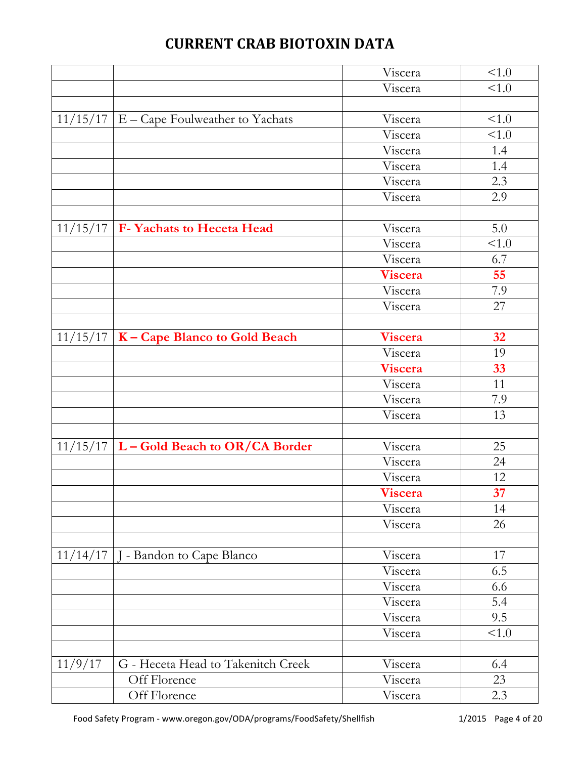## CURRENT CRAB BIOTOXIN DATA

| | | | |
|---|---|---|---|
| | | Viscera | <1.0 |
| | | Viscera | <1.0 |
| | | | |
| 11/15/17 | E – Cape Foulweather to Yachats | Viscera | <1.0 |
| | | Viscera | <1.0 |
| | | Viscera | 1.4 |
| | | Viscera | 1.4 |
| | | Viscera | 2.3 |
| | | Viscera | 2.9 |
| | | | |
| 11/15/17 | **F- Yachats to Heceta Head** | Viscera | 5.0 |
| | | Viscera | <1.0 |
| | | Viscera | 6.7 |
| | | **Viscera** | **55** |
| | | Viscera | 7.9 |
| | | Viscera | 27 |
| | | | |
| 11/15/17 | **K – Cape Blanco to Gold Beach** | **Viscera** | **32** |
| | | Viscera | 19 |
| | | **Viscera** | **33** |
| | | Viscera | 11 |
| | | Viscera | 7.9 |
| | | Viscera | 13 |
| | | | |
| 11/15/17 | **L – Gold Beach to OR/CA Border** | Viscera | 25 |
| | | Viscera | 24 |
| | | Viscera | 12 |
| | | **Viscera** | **37** |
| | | Viscera | 14 |
| | | Viscera | 26 |
| | | | |
| 11/14/17 | J - Bandon to Cape Blanco | Viscera | 17 |
| | | Viscera | 6.5 |
| | | Viscera | 6.6 |
| | | Viscera | 5.4 |
| | | Viscera | 9.5 |
| | | Viscera | <1.0 |
| | | | |
| 11/9/17 | G - Heceta Head to Takenitch Creek | Viscera | 6.4 |
| | Off Florence | Viscera | 23 |
| | Off Florence | Viscera | 2.3 |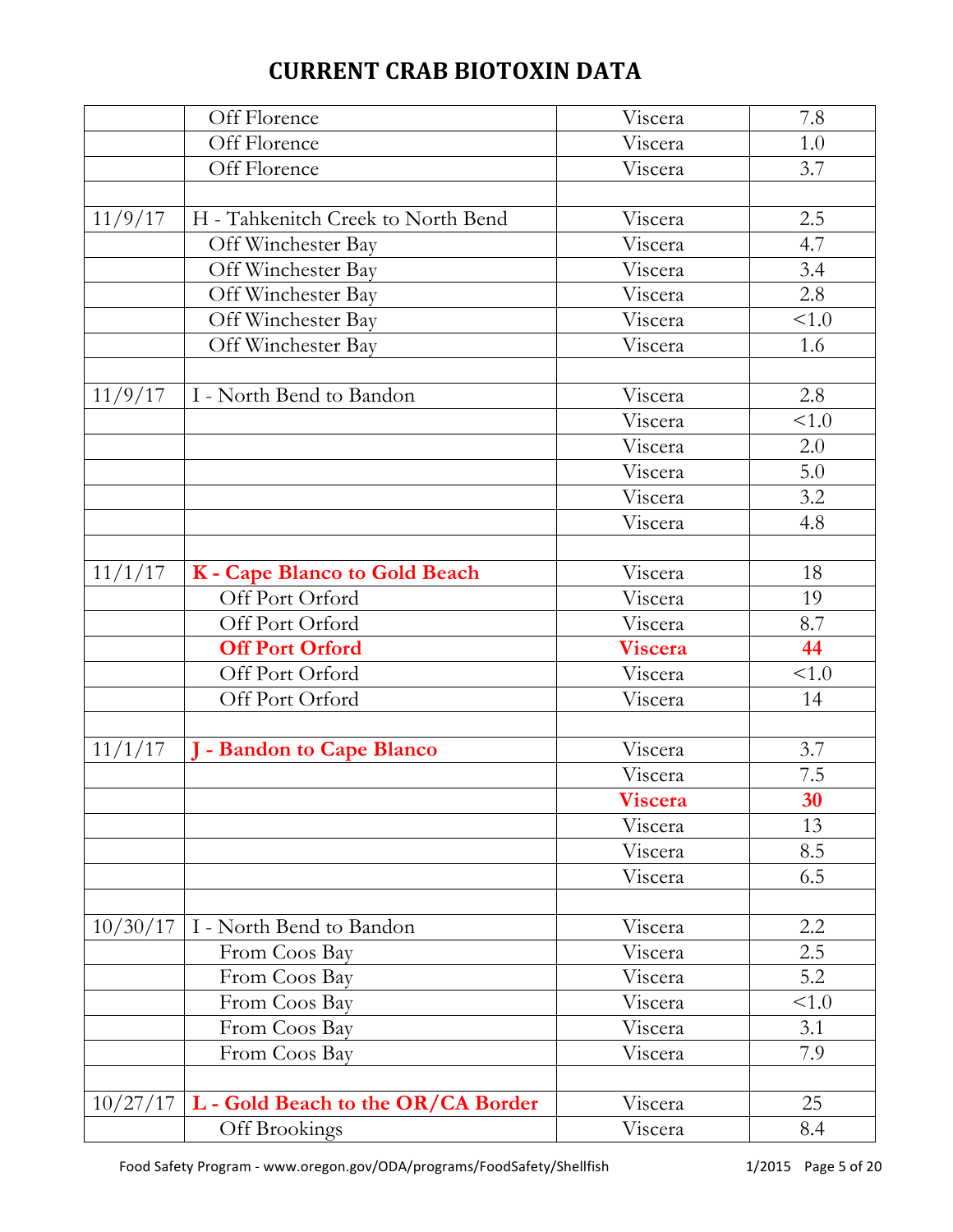# CURRENT CRAB BIOTOXIN DATA

| | | | |
|---|---|---|---|
| | Off Florence | Viscera | 7.8 |
| | Off Florence | Viscera | 1.0 |
| | Off Florence | Viscera | 3.7 |
| | | | |
| 11/9/17 | H - Tahkenitch Creek to North Bend | Viscera | 2.5 |
| | Off Winchester Bay | Viscera | 4.7 |
| | Off Winchester Bay | Viscera | 3.4 |
| | Off Winchester Bay | Viscera | 2.8 |
| | Off Winchester Bay | Viscera | <1.0 |
| | Off Winchester Bay | Viscera | 1.6 |
| | | | |
| 11/9/17 | I - North Bend to Bandon | Viscera | 2.8 |
| | | Viscera | <1.0 |
| | | Viscera | 2.0 |
| | | Viscera | 5.0 |
| | | Viscera | 3.2 |
| | | Viscera | 4.8 |
| | | | |
| 11/1/17 | **K - Cape Blanco to Gold Beach** | Viscera | 18 |
| | Off Port Orford | Viscera | 19 |
| | Off Port Orford | Viscera | 8.7 |
| | **Off Port Orford** | **Viscera** | **44** |
| | Off Port Orford | Viscera | <1.0 |
| | Off Port Orford | Viscera | 14 |
| | | | |
| 11/1/17 | **J - Bandon to Cape Blanco** | Viscera | 3.7 |
| | | Viscera | 7.5 |
| | | **Viscera** | **30** |
| | | Viscera | 13 |
| | | Viscera | 8.5 |
| | | Viscera | 6.5 |
| | | | |
| 10/30/17 | I - North Bend to Bandon | Viscera | 2.2 |
| | From Coos Bay | Viscera | 2.5 |
| | From Coos Bay | Viscera | 5.2 |
| | From Coos Bay | Viscera | <1.0 |
| | From Coos Bay | Viscera | 3.1 |
| | From Coos Bay | Viscera | 7.9 |
| | | | |
| 10/27/17 | **L - Gold Beach to the OR/CA Border** | Viscera | 25 |
| | Off Brookings | Viscera | 8.4 |

Food Safety Program - www.oregon.gov/ODA/programs/FoodSafety/Shellfish 1/2015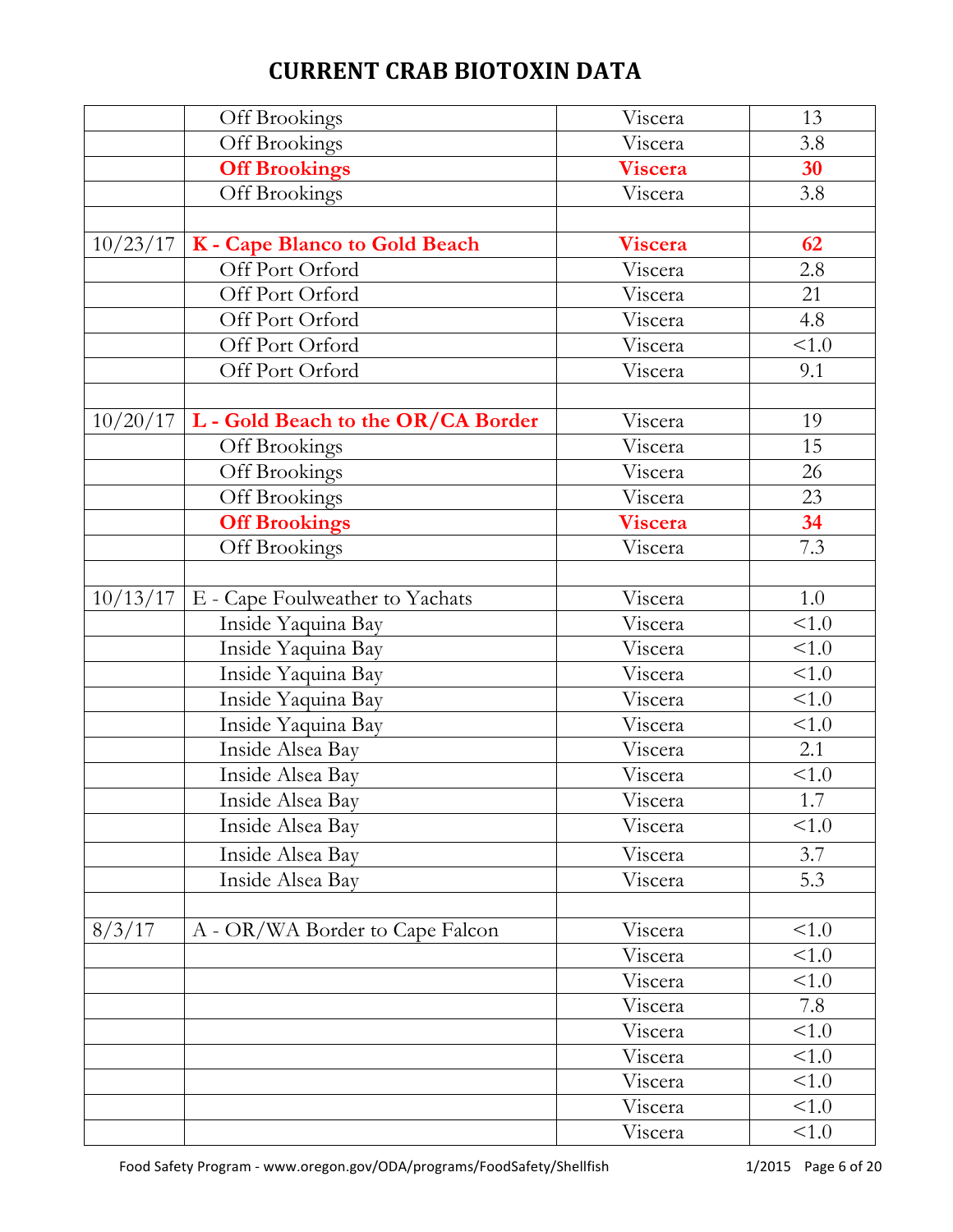# CURRENT CRAB BIOTOXIN DATA

| | | | |
|---|---|---|---|
| | Off Brookings | Viscera | 13 |
| | Off Brookings | Viscera | 3.8 |
| | **Off Brookings** | **Viscera** | **30** |
| | Off Brookings | Viscera | 3.8 |
| | | | |
| 10/23/17 | **K - Cape Blanco to Gold Beach** | **Viscera** | **62** |
| | Off Port Orford | Viscera | 2.8 |
| | Off Port Orford | Viscera | 21 |
| | Off Port Orford | Viscera | 4.8 |
| | Off Port Orford | Viscera | <1.0 |
| | Off Port Orford | Viscera | 9.1 |
| | | | |
| 10/20/17 | **L - Gold Beach to the OR/CA Border** | Viscera | 19 |
| | Off Brookings | Viscera | 15 |
| | Off Brookings | Viscera | 26 |
| | Off Brookings | Viscera | 23 |
| | **Off Brookings** | **Viscera** | **34** |
| | Off Brookings | Viscera | 7.3 |
| | | | |
| 10/13/17 | E - Cape Foulweather to Yachats | Viscera | 1.0 |
| | Inside Yaquina Bay | Viscera | <1.0 |
| | Inside Yaquina Bay | Viscera | <1.0 |
| | Inside Yaquina Bay | Viscera | <1.0 |
| | Inside Yaquina Bay | Viscera | <1.0 |
| | Inside Yaquina Bay | Viscera | <1.0 |
| | Inside Alsea Bay | Viscera | 2.1 |
| | Inside Alsea Bay | Viscera | <1.0 |
| | Inside Alsea Bay | Viscera | 1.7 |
| | Inside Alsea Bay | Viscera | <1.0 |
| | Inside Alsea Bay | Viscera | 3.7 |
| | Inside Alsea Bay | Viscera | 5.3 |
| | | | |
| 8/3/17 | A - OR/WA Border to Cape Falcon | Viscera | <1.0 |
| | | Viscera | <1.0 |
| | | Viscera | <1.0 |
| | | Viscera | 7.8 |
| | | Viscera | <1.0 |
| | | Viscera | <1.0 |
| | | Viscera | <1.0 |
| | | Viscera | <1.0 |
| | | Viscera | <1.0 |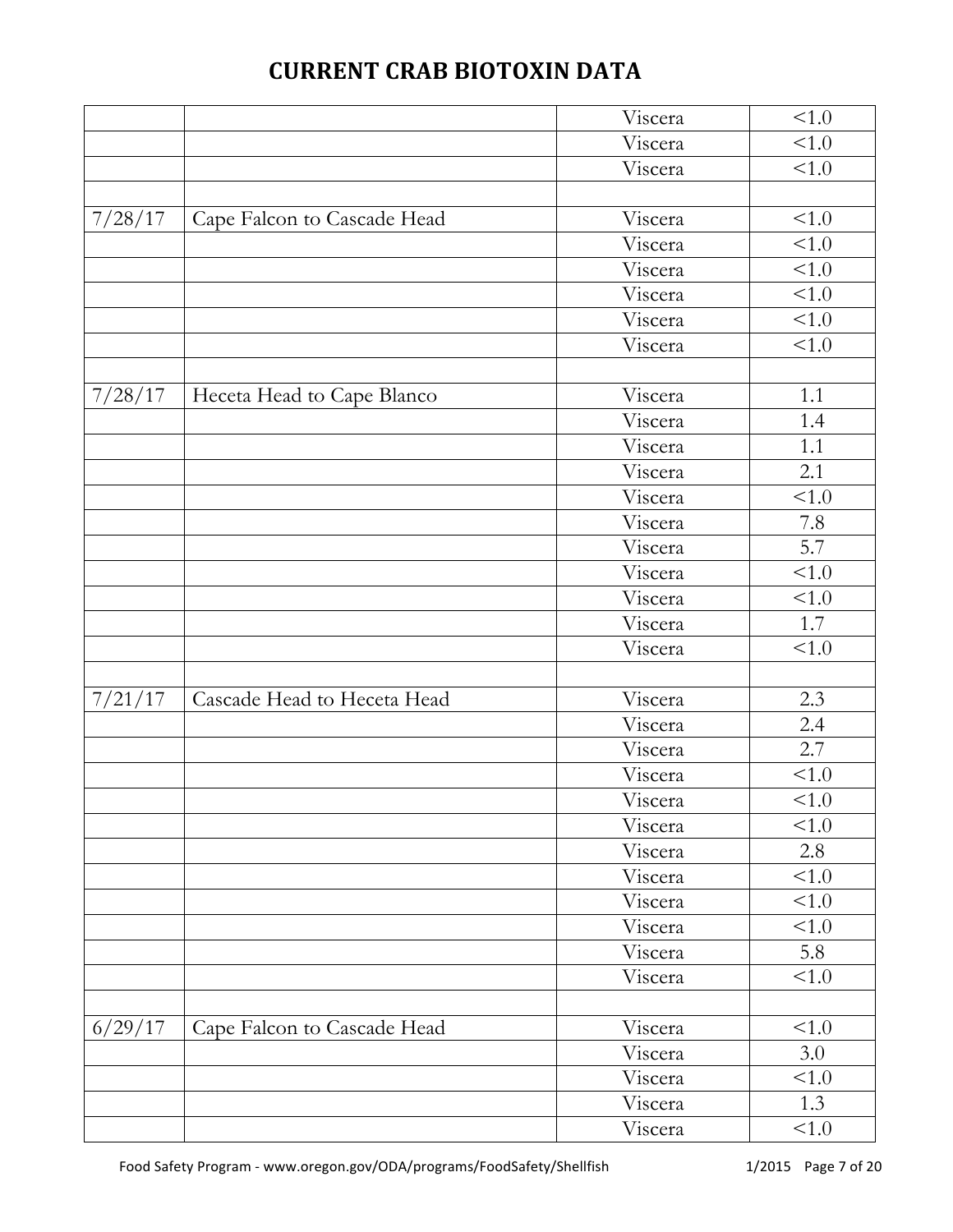# CURRENT CRAB BIOTOXIN DATA

| | | | |
|---|---|---|---|
| | | Viscera | <1.0 |
| | | Viscera | <1.0 |
| | | Viscera | <1.0 |
| | | | |
| 7/28/17 | Cape Falcon to Cascade Head | Viscera | <1.0 |
| | | Viscera | <1.0 |
| | | Viscera | <1.0 |
| | | Viscera | <1.0 |
| | | Viscera | <1.0 |
| | | Viscera | <1.0 |
| | | | |
| 7/28/17 | Heceta Head to Cape Blanco | Viscera | 1.1 |
| | | Viscera | 1.4 |
| | | Viscera | 1.1 |
| | | Viscera | 2.1 |
| | | Viscera | <1.0 |
| | | Viscera | 7.8 |
| | | Viscera | 5.7 |
| | | Viscera | <1.0 |
| | | Viscera | <1.0 |
| | | Viscera | 1.7 |
| | | Viscera | <1.0 |
| | | | |
| 7/21/17 | Cascade Head to Heceta Head | Viscera | 2.3 |
| | | Viscera | 2.4 |
| | | Viscera | 2.7 |
| | | Viscera | <1.0 |
| | | Viscera | <1.0 |
| | | Viscera | <1.0 |
| | | Viscera | 2.8 |
| | | Viscera | <1.0 |
| | | Viscera | <1.0 |
| | | Viscera | <1.0 |
| | | Viscera | 5.8 |
| | | Viscera | <1.0 |
| | | | |
| 6/29/17 | Cape Falcon to Cascade Head | Viscera | <1.0 |
| | | Viscera | 3.0 |
| | | Viscera | <1.0 |
| | | Viscera | 1.3 |
| | | Viscera | <1.0 |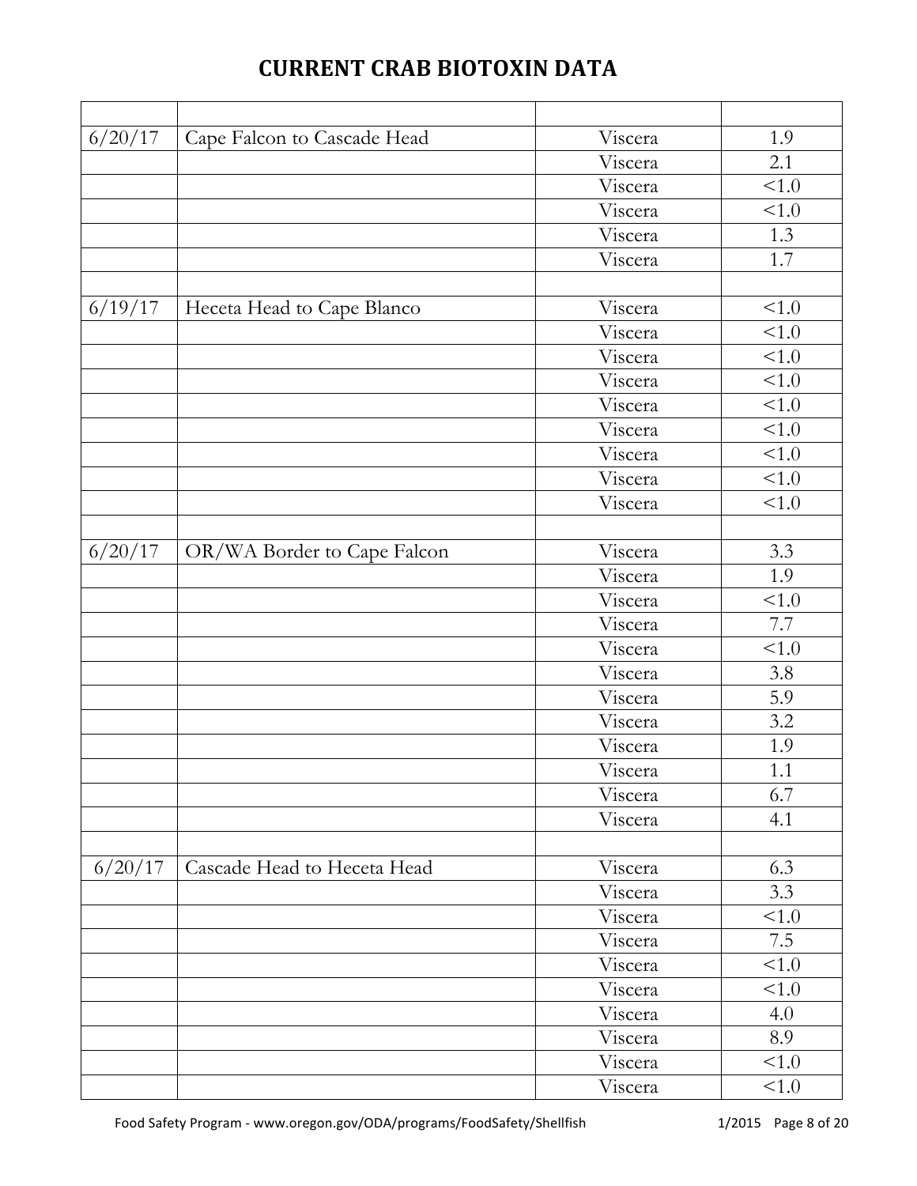# CURRENT CRAB BIOTOXIN DATA

| | | | |
|---|---|---|---|
| 6/20/17 | Cape Falcon to Cascade Head | Viscera | 1.9 |
| | | Viscera | 2.1 |
| | | Viscera | <1.0 |
| | | Viscera | <1.0 |
| | | Viscera | 1.3 |
| | | Viscera | 1.7 |
| | | | |
| 6/19/17 | Heceta Head to Cape Blanco | Viscera | <1.0 |
| | | Viscera | <1.0 |
| | | Viscera | <1.0 |
| | | Viscera | <1.0 |
| | | Viscera | <1.0 |
| | | Viscera | <1.0 |
| | | Viscera | <1.0 |
| | | Viscera | <1.0 |
| | | Viscera | <1.0 |
| | | | |
| 6/20/17 | OR/WA Border to Cape Falcon | Viscera | 3.3 |
| | | Viscera | 1.9 |
| | | Viscera | <1.0 |
| | | Viscera | 7.7 |
| | | Viscera | <1.0 |
| | | Viscera | 3.8 |
| | | Viscera | 5.9 |
| | | Viscera | 3.2 |
| | | Viscera | 1.9 |
| | | Viscera | 1.1 |
| | | Viscera | 6.7 |
| | | Viscera | 4.1 |
| | | | |
| 6/20/17 | Cascade Head to Heceta Head | Viscera | 6.3 |
| | | Viscera | 3.3 |
| | | Viscera | <1.0 |
| | | Viscera | 7.5 |
| | | Viscera | <1.0 |
| | | Viscera | <1.0 |
| | | Viscera | 4.0 |
| | | Viscera | 8.9 |
| | | Viscera | <1.0 |
| | | Viscera | <1.0 |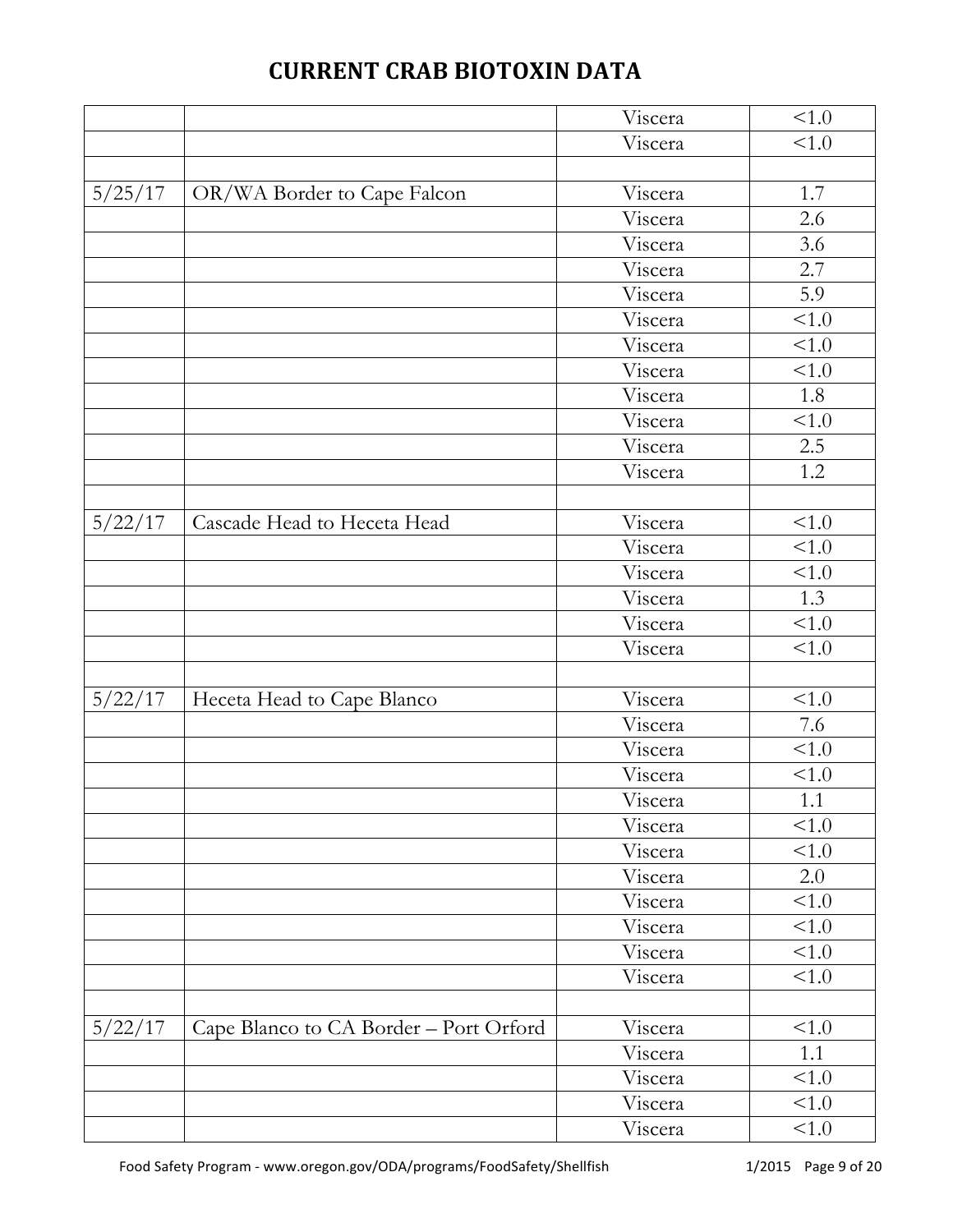# CURRENT CRAB BIOTOXIN DATA

| | | | |
|---|---|---|---|
| | | Viscera | <1.0 |
| | | Viscera | <1.0 |
| | | | |
| 5/25/17 | OR/WA Border to Cape Falcon | Viscera | 1.7 |
| | | Viscera | 2.6 |
| | | Viscera | 3.6 |
| | | Viscera | 2.7 |
| | | Viscera | 5.9 |
| | | Viscera | <1.0 |
| | | Viscera | <1.0 |
| | | Viscera | <1.0 |
| | | Viscera | 1.8 |
| | | Viscera | <1.0 |
| | | Viscera | 2.5 |
| | | Viscera | 1.2 |
| | | | |
| 5/22/17 | Cascade Head to Heceta Head | Viscera | <1.0 |
| | | Viscera | <1.0 |
| | | Viscera | <1.0 |
| | | Viscera | 1.3 |
| | | Viscera | <1.0 |
| | | Viscera | <1.0 |
| | | | |
| 5/22/17 | Heceta Head to Cape Blanco | Viscera | <1.0 |
| | | Viscera | 7.6 |
| | | Viscera | <1.0 |
| | | Viscera | <1.0 |
| | | Viscera | 1.1 |
| | | Viscera | <1.0 |
| | | Viscera | <1.0 |
| | | Viscera | 2.0 |
| | | Viscera | <1.0 |
| | | Viscera | <1.0 |
| | | Viscera | <1.0 |
| | | Viscera | <1.0 |
| | | | |
| 5/22/17 | Cape Blanco to CA Border – Port Orford | Viscera | <1.0 |
| | | Viscera | 1.1 |
| | | Viscera | <1.0 |
| | | Viscera | <1.0 |
| | | Viscera | <1.0 |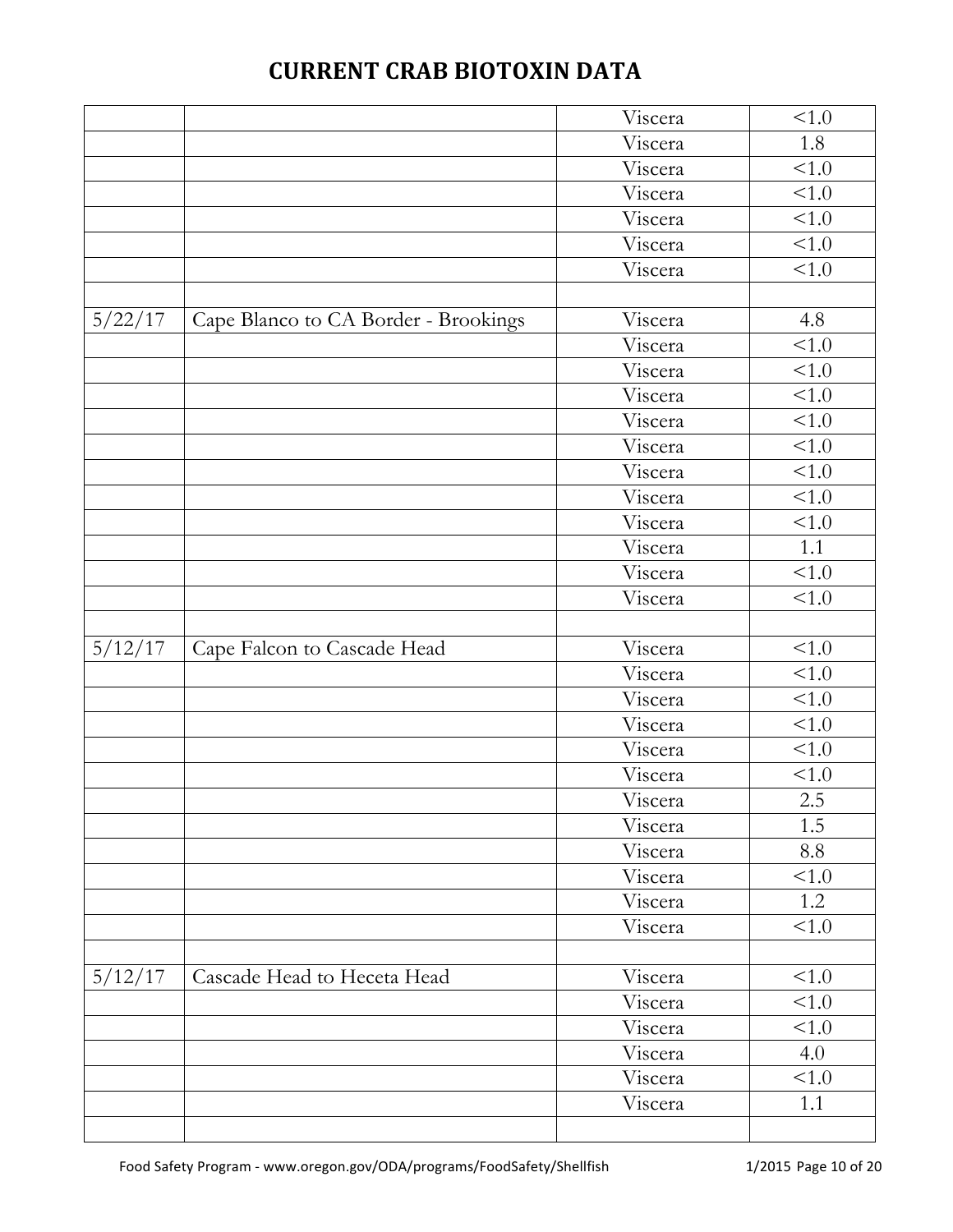# CURRENT CRAB BIOTOXIN DATA

| | | | |
|---|---|---|---|
| | | Viscera | <1.0 |
| | | Viscera | 1.8 |
| | | Viscera | <1.0 |
| | | Viscera | <1.0 |
| | | Viscera | <1.0 |
| | | Viscera | <1.0 |
| | | Viscera | <1.0 |
| | | | |
| 5/22/17 | Cape Blanco to CA Border - Brookings | Viscera | 4.8 |
| | | Viscera | <1.0 |
| | | Viscera | <1.0 |
| | | Viscera | <1.0 |
| | | Viscera | <1.0 |
| | | Viscera | <1.0 |
| | | Viscera | <1.0 |
| | | Viscera | <1.0 |
| | | Viscera | <1.0 |
| | | Viscera | 1.1 |
| | | Viscera | <1.0 |
| | | Viscera | <1.0 |
| | | | |
| 5/12/17 | Cape Falcon to Cascade Head | Viscera | <1.0 |
| | | Viscera | <1.0 |
| | | Viscera | <1.0 |
| | | Viscera | <1.0 |
| | | Viscera | <1.0 |
| | | Viscera | <1.0 |
| | | Viscera | 2.5 |
| | | Viscera | 1.5 |
| | | Viscera | 8.8 |
| | | Viscera | <1.0 |
| | | Viscera | 1.2 |
| | | Viscera | <1.0 |
| | | | |
| 5/12/17 | Cascade Head to Heceta Head | Viscera | <1.0 |
| | | Viscera | <1.0 |
| | | Viscera | <1.0 |
| | | Viscera | 4.0 |
| | | Viscera | <1.0 |
| | | Viscera | 1.1 |
| | | | |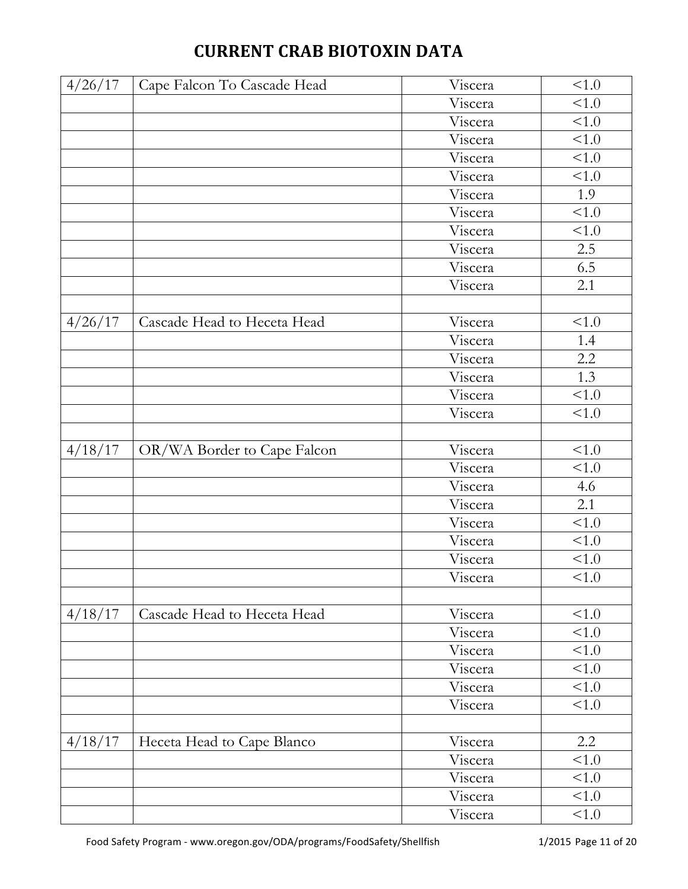# CURRENT CRAB BIOTOXIN DATA

| | | | |
|---|---|---|---|
| 4/26/17 | Cape Falcon To Cascade Head | Viscera | <1.0 |
| | | Viscera | <1.0 |
| | | Viscera | <1.0 |
| | | Viscera | <1.0 |
| | | Viscera | <1.0 |
| | | Viscera | <1.0 |
| | | Viscera | 1.9 |
| | | Viscera | <1.0 |
| | | Viscera | <1.0 |
| | | Viscera | 2.5 |
| | | Viscera | 6.5 |
| | | Viscera | 2.1 |
| | | | |
| 4/26/17 | Cascade Head to Heceta Head | Viscera | <1.0 |
| | | Viscera | 1.4 |
| | | Viscera | 2.2 |
| | | Viscera | 1.3 |
| | | Viscera | <1.0 |
| | | Viscera | <1.0 |
| | | | |
| 4/18/17 | OR/WA Border to Cape Falcon | Viscera | <1.0 |
| | | Viscera | <1.0 |
| | | Viscera | 4.6 |
| | | Viscera | 2.1 |
| | | Viscera | <1.0 |
| | | Viscera | <1.0 |
| | | Viscera | <1.0 |
| | | Viscera | <1.0 |
| | | | |
| 4/18/17 | Cascade Head to Heceta Head | Viscera | <1.0 |
| | | Viscera | <1.0 |
| | | Viscera | <1.0 |
| | | Viscera | <1.0 |
| | | Viscera | <1.0 |
| | | Viscera | <1.0 |
| | | | |
| 4/18/17 | Heceta Head to Cape Blanco | Viscera | 2.2 |
| | | Viscera | <1.0 |
| | | Viscera | <1.0 |
| | | Viscera | <1.0 |
| | | Viscera | <1.0 |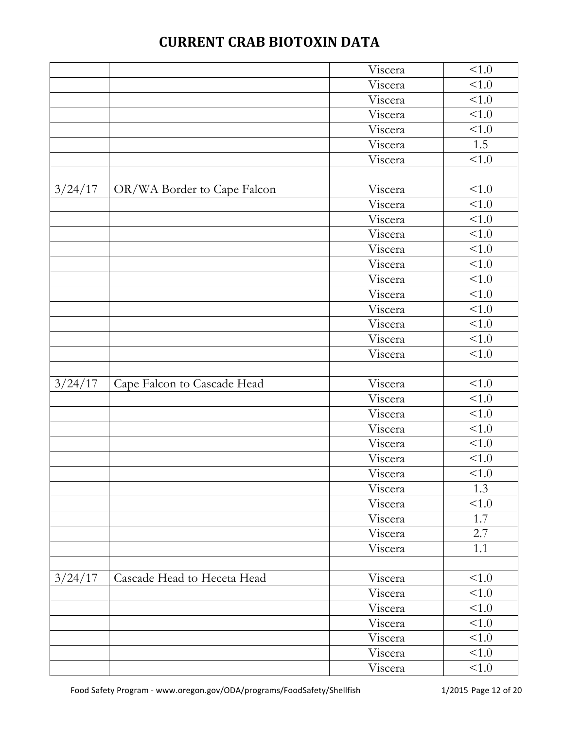# CURRENT CRAB BIOTOXIN DATA

| | | | |
|---|---|---|---|
| | | Viscera | <1.0 |
| | | Viscera | <1.0 |
| | | Viscera | <1.0 |
| | | Viscera | <1.0 |
| | | Viscera | <1.0 |
| | | Viscera | 1.5 |
| | | Viscera | <1.0 |
| | | | |
| 3/24/17 | OR/WA Border to Cape Falcon | Viscera | <1.0 |
| | | Viscera | <1.0 |
| | | Viscera | <1.0 |
| | | Viscera | <1.0 |
| | | Viscera | <1.0 |
| | | Viscera | <1.0 |
| | | Viscera | <1.0 |
| | | Viscera | <1.0 |
| | | Viscera | <1.0 |
| | | Viscera | <1.0 |
| | | Viscera | <1.0 |
| | | Viscera | <1.0 |
| | | | |
| 3/24/17 | Cape Falcon to Cascade Head | Viscera | <1.0 |
| | | Viscera | <1.0 |
| | | Viscera | <1.0 |
| | | Viscera | <1.0 |
| | | Viscera | <1.0 |
| | | Viscera | <1.0 |
| | | Viscera | <1.0 |
| | | Viscera | 1.3 |
| | | Viscera | <1.0 |
| | | Viscera | 1.7 |
| | | Viscera | 2.7 |
| | | Viscera | 1.1 |
| | | | |
| 3/24/17 | Cascade Head to Heceta Head | Viscera | <1.0 |
| | | Viscera | <1.0 |
| | | Viscera | <1.0 |
| | | Viscera | <1.0 |
| | | Viscera | <1.0 |
| | | Viscera | <1.0 |
| | | Viscera | <1.0 |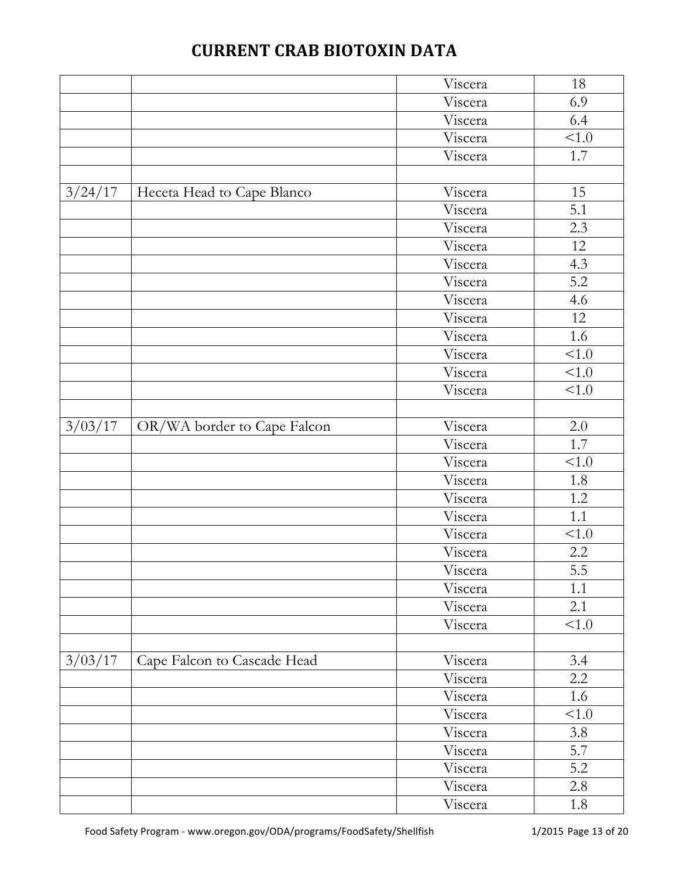# CURRENT CRAB BIOTOXIN DATA

| | | | |
|---|---|---|---|
| | | Viscera | 18 |
| | | Viscera | 6.9 |
| | | Viscera | 6.4 |
| | | Viscera | <1.0 |
| | | Viscera | 1.7 |
| | | | |
| 3/24/17 | Heceta Head to Cape Blanco | Viscera | 15 |
| | | Viscera | 5.1 |
| | | Viscera | 2.3 |
| | | Viscera | 12 |
| | | Viscera | 4.3 |
| | | Viscera | 5.2 |
| | | Viscera | 4.6 |
| | | Viscera | 12 |
| | | Viscera | 1.6 |
| | | Viscera | <1.0 |
| | | Viscera | <1.0 |
| | | Viscera | <1.0 |
| | | | |
| 3/03/17 | OR/WA border to Cape Falcon | Viscera | 2.0 |
| | | Viscera | 1.7 |
| | | Viscera | <1.0 |
| | | Viscera | 1.8 |
| | | Viscera | 1.2 |
| | | Viscera | 1.1 |
| | | Viscera | <1.0 |
| | | Viscera | 2.2 |
| | | Viscera | 5.5 |
| | | Viscera | 1.1 |
| | | Viscera | 2.1 |
| | | Viscera | <1.0 |
| | | | |
| 3/03/17 | Cape Falcon to Cascade Head | Viscera | 3.4 |
| | | Viscera | 2.2 |
| | | Viscera | 1.6 |
| | | Viscera | <1.0 |
| | | Viscera | 3.8 |
| | | Viscera | 5.7 |
| | | Viscera | 5.2 |
| | | Viscera | 2.8 |
| | | Viscera | 1.8 |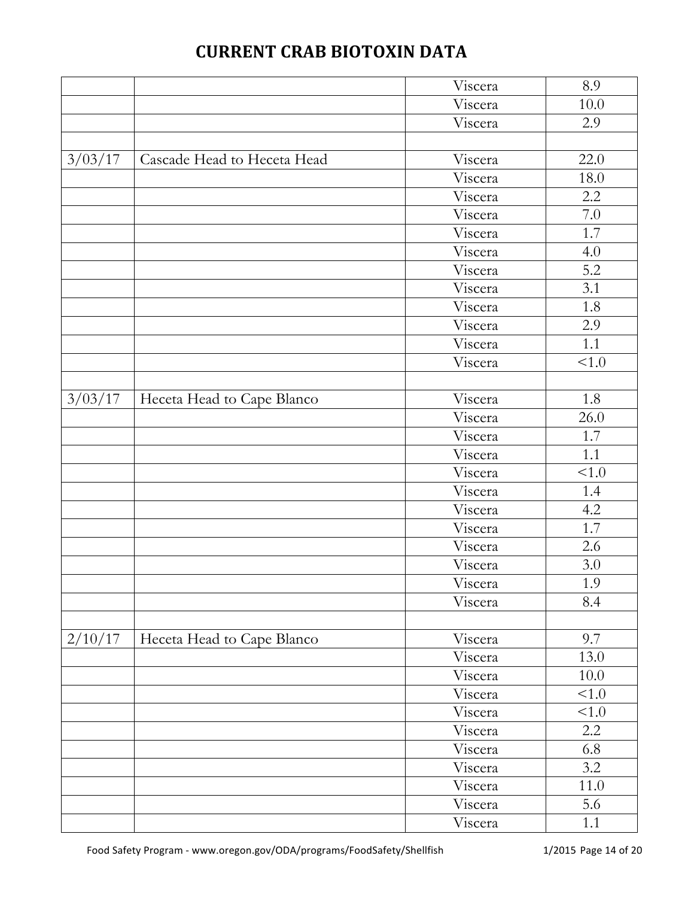# CURRENT CRAB BIOTOXIN DATA

| | | | |
|---|---|---|---|
| | | Viscera | 8.9 |
| | | Viscera | 10.0 |
| | | Viscera | 2.9 |
| | | | |
| 3/03/17 | Cascade Head to Heceta Head | Viscera | 22.0 |
| | | Viscera | 18.0 |
| | | Viscera | 2.2 |
| | | Viscera | 7.0 |
| | | Viscera | 1.7 |
| | | Viscera | 4.0 |
| | | Viscera | 5.2 |
| | | Viscera | 3.1 |
| | | Viscera | 1.8 |
| | | Viscera | 2.9 |
| | | Viscera | 1.1 |
| | | Viscera | <1.0 |
| | | | |
| 3/03/17 | Heceta Head to Cape Blanco | Viscera | 1.8 |
| | | Viscera | 26.0 |
| | | Viscera | 1.7 |
| | | Viscera | 1.1 |
| | | Viscera | <1.0 |
| | | Viscera | 1.4 |
| | | Viscera | 4.2 |
| | | Viscera | 1.7 |
| | | Viscera | 2.6 |
| | | Viscera | 3.0 |
| | | Viscera | 1.9 |
| | | Viscera | 8.4 |
| | | | |
| 2/10/17 | Heceta Head to Cape Blanco | Viscera | 9.7 |
| | | Viscera | 13.0 |
| | | Viscera | 10.0 |
| | | Viscera | <1.0 |
| | | Viscera | <1.0 |
| | | Viscera | 2.2 |
| | | Viscera | 6.8 |
| | | Viscera | 3.2 |
| | | Viscera | 11.0 |
| | | Viscera | 5.6 |
| | | Viscera | 1.1 |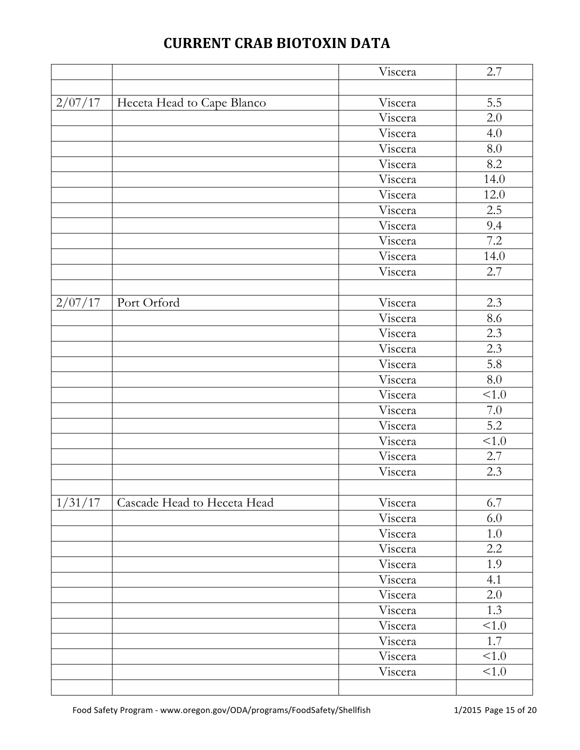## CURRENT CRAB BIOTOXIN DATA

| | | | |
|---|---|---|---|
| | | Viscera | 2.7 |
| | | | |
| 2/07/17 | Heceta Head to Cape Blanco | Viscera | 5.5 |
| | | Viscera | 2.0 |
| | | Viscera | 4.0 |
| | | Viscera | 8.0 |
| | | Viscera | 8.2 |
| | | Viscera | 14.0 |
| | | Viscera | 12.0 |
| | | Viscera | 2.5 |
| | | Viscera | 9.4 |
| | | Viscera | 7.2 |
| | | Viscera | 14.0 |
| | | Viscera | 2.7 |
| | | | |
| 2/07/17 | Port Orford | Viscera | 2.3 |
| | | Viscera | 8.6 |
| | | Viscera | 2.3 |
| | | Viscera | 2.3 |
| | | Viscera | 5.8 |
| | | Viscera | 8.0 |
| | | Viscera | <1.0 |
| | | Viscera | 7.0 |
| | | Viscera | 5.2 |
| | | Viscera | <1.0 |
| | | Viscera | 2.7 |
| | | Viscera | 2.3 |
| | | | |
| 1/31/17 | Cascade Head to Heceta Head | Viscera | 6.7 |
| | | Viscera | 6.0 |
| | | Viscera | 1.0 |
| | | Viscera | 2.2 |
| | | Viscera | 1.9 |
| | | Viscera | 4.1 |
| | | Viscera | 2.0 |
| | | Viscera | 1.3 |
| | | Viscera | <1.0 |
| | | Viscera | 1.7 |
| | | Viscera | <1.0 |
| | | Viscera | <1.0 |
| | | | |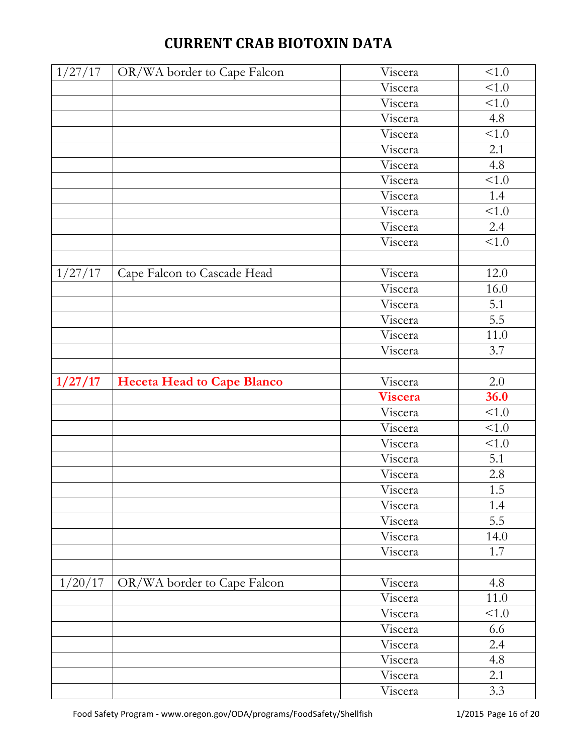# CURRENT CRAB BIOTOXIN DATA

| | | | |
|---|---|---|---|
| 1/27/17 | OR/WA border to Cape Falcon | Viscera | <1.0 |
| | | Viscera | <1.0 |
| | | Viscera | <1.0 |
| | | Viscera | 4.8 |
| | | Viscera | <1.0 |
| | | Viscera | 2.1 |
| | | Viscera | 4.8 |
| | | Viscera | <1.0 |
| | | Viscera | 1.4 |
| | | Viscera | <1.0 |
| | | Viscera | 2.4 |
| | | Viscera | <1.0 |
| | | | |
| 1/27/17 | Cape Falcon to Cascade Head | Viscera | 12.0 |
| | | Viscera | 16.0 |
| | | Viscera | 5.1 |
| | | Viscera | 5.5 |
| | | Viscera | 11.0 |
| | | Viscera | 3.7 |
| | | | |
| **1/27/17** | **Heceta Head to Cape Blanco** | Viscera | 2.0 |
| | | **Viscera** | **36.0** |
| | | Viscera | <1.0 |
| | | Viscera | <1.0 |
| | | Viscera | <1.0 |
| | | Viscera | 5.1 |
| | | Viscera | 2.8 |
| | | Viscera | 1.5 |
| | | Viscera | 1.4 |
| | | Viscera | 5.5 |
| | | Viscera | 14.0 |
| | | Viscera | 1.7 |
| | | | |
| 1/20/17 | OR/WA border to Cape Falcon | Viscera | 4.8 |
| | | Viscera | 11.0 |
| | | Viscera | <1.0 |
| | | Viscera | 6.6 |
| | | Viscera | 2.4 |
| | | Viscera | 4.8 |
| | | Viscera | 2.1 |
| | | Viscera | 3.3 |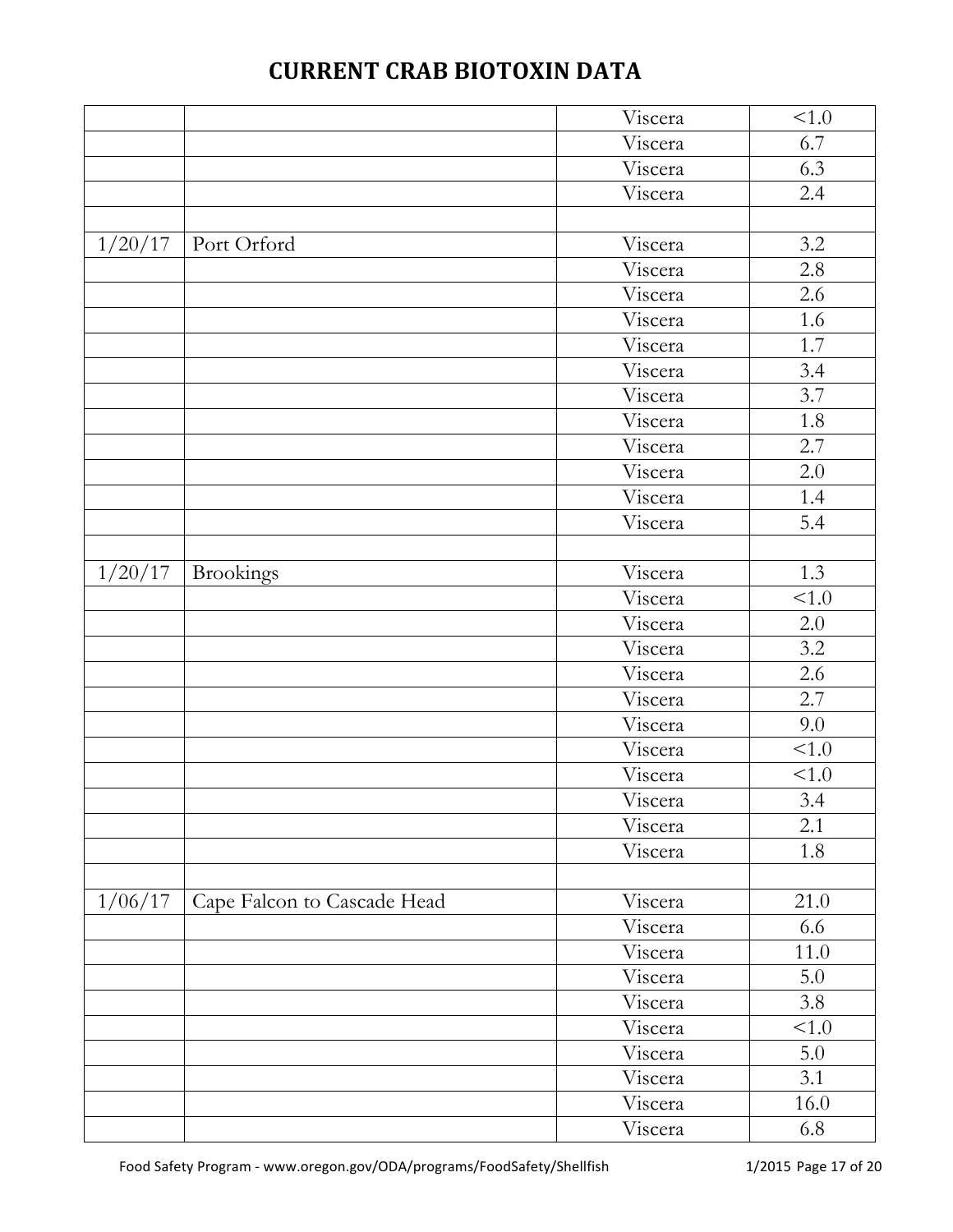# CURRENT CRAB BIOTOXIN DATA

| | | | |
|---|---|---|---|
| | | Viscera | <1.0 |
| | | Viscera | 6.7 |
| | | Viscera | 6.3 |
| | | Viscera | 2.4 |
| | | | |
| 1/20/17 | Port Orford | Viscera | 3.2 |
| | | Viscera | 2.8 |
| | | Viscera | 2.6 |
| | | Viscera | 1.6 |
| | | Viscera | 1.7 |
| | | Viscera | 3.4 |
| | | Viscera | 3.7 |
| | | Viscera | 1.8 |
| | | Viscera | 2.7 |
| | | Viscera | 2.0 |
| | | Viscera | 1.4 |
| | | Viscera | 5.4 |
| | | | |
| 1/20/17 | Brookings | Viscera | 1.3 |
| | | Viscera | <1.0 |
| | | Viscera | 2.0 |
| | | Viscera | 3.2 |
| | | Viscera | 2.6 |
| | | Viscera | 2.7 |
| | | Viscera | 9.0 |
| | | Viscera | <1.0 |
| | | Viscera | <1.0 |
| | | Viscera | 3.4 |
| | | Viscera | 2.1 |
| | | Viscera | 1.8 |
| | | | |
| 1/06/17 | Cape Falcon to Cascade Head | Viscera | 21.0 |
| | | Viscera | 6.6 |
| | | Viscera | 11.0 |
| | | Viscera | 5.0 |
| | | Viscera | 3.8 |
| | | Viscera | <1.0 |
| | | Viscera | 5.0 |
| | | Viscera | 3.1 |
| | | Viscera | 16.0 |
| | | Viscera | 6.8 |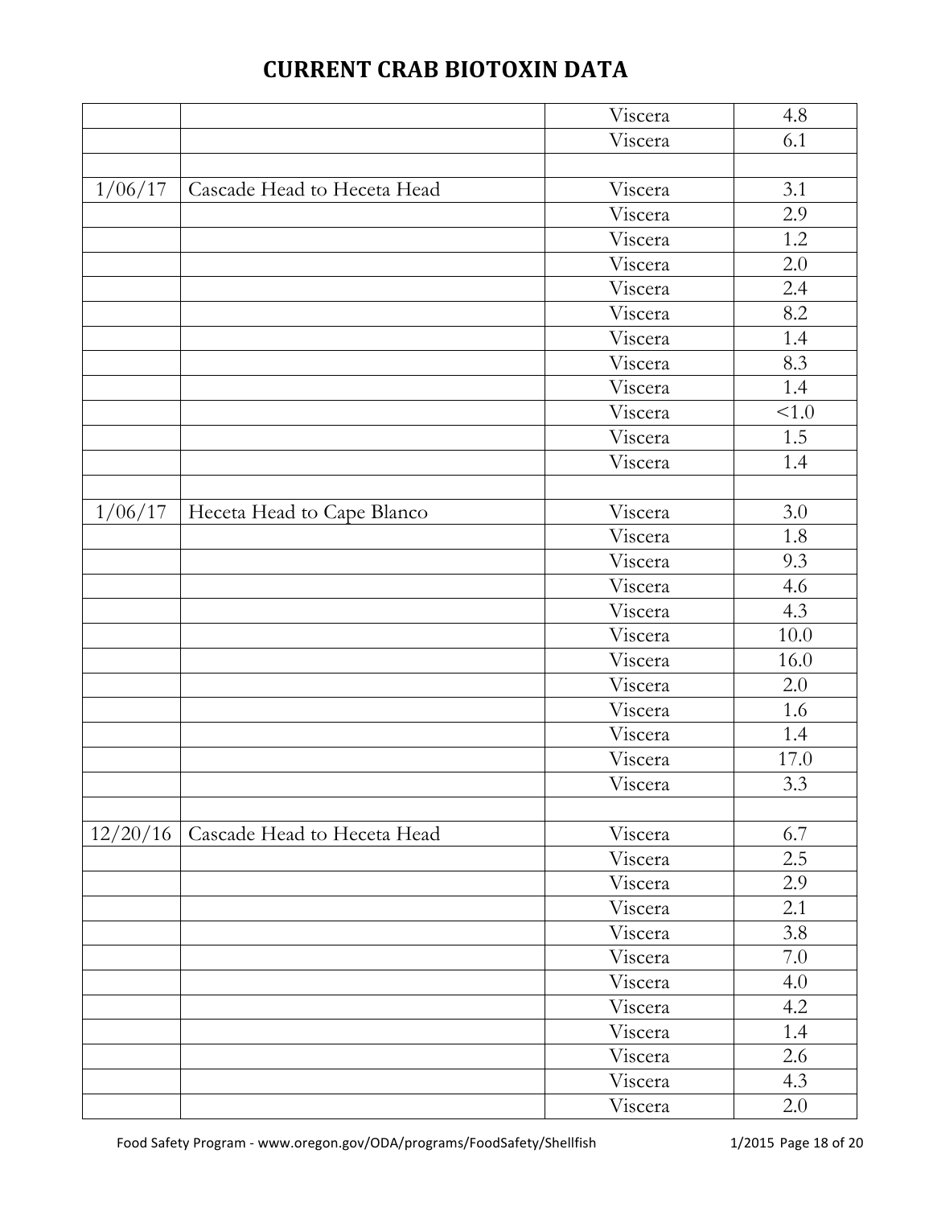# CURRENT CRAB BIOTOXIN DATA

| | | | |
|---|---|---|---|
| | | Viscera | 4.8 |
| | | Viscera | 6.1 |
| | | | |
| 1/06/17 | Cascade Head to Heceta Head | Viscera | 3.1 |
| | | Viscera | 2.9 |
| | | Viscera | 1.2 |
| | | Viscera | 2.0 |
| | | Viscera | 2.4 |
| | | Viscera | 8.2 |
| | | Viscera | 1.4 |
| | | Viscera | 8.3 |
| | | Viscera | 1.4 |
| | | Viscera | <1.0 |
| | | Viscera | 1.5 |
| | | Viscera | 1.4 |
| | | | |
| 1/06/17 | Heceta Head to Cape Blanco | Viscera | 3.0 |
| | | Viscera | 1.8 |
| | | Viscera | 9.3 |
| | | Viscera | 4.6 |
| | | Viscera | 4.3 |
| | | Viscera | 10.0 |
| | | Viscera | 16.0 |
| | | Viscera | 2.0 |
| | | Viscera | 1.6 |
| | | Viscera | 1.4 |
| | | Viscera | 17.0 |
| | | Viscera | 3.3 |
| | | | |
| 12/20/16 | Cascade Head to Heceta Head | Viscera | 6.7 |
| | | Viscera | 2.5 |
| | | Viscera | 2.9 |
| | | Viscera | 2.1 |
| | | Viscera | 3.8 |
| | | Viscera | 7.0 |
| | | Viscera | 4.0 |
| | | Viscera | 4.2 |
| | | Viscera | 1.4 |
| | | Viscera | 2.6 |
| | | Viscera | 4.3 |
| | | Viscera | 2.0 |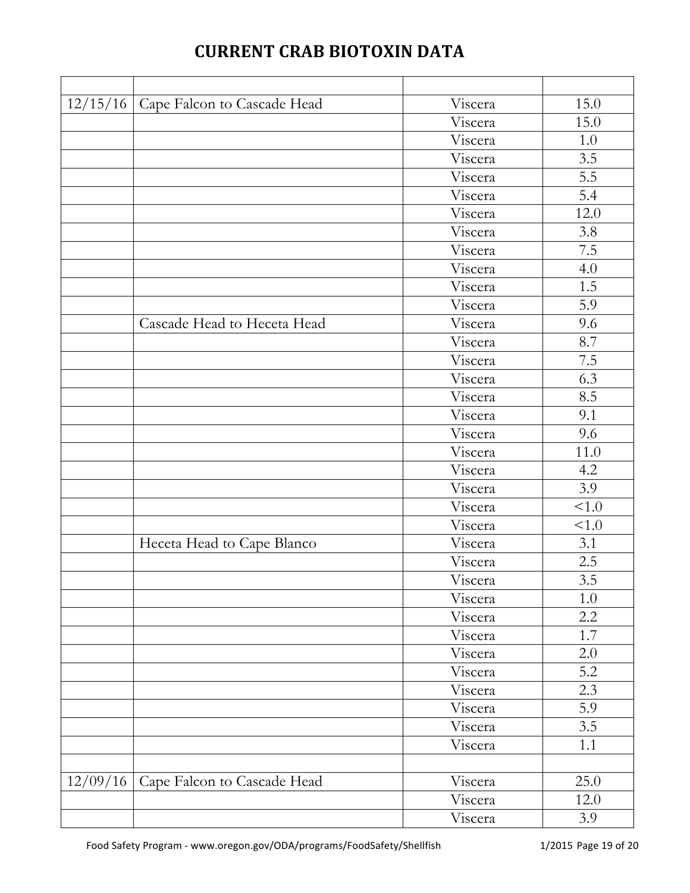# CURRENT CRAB BIOTOXIN DATA

| | | | |
|---|---|---|---|
| 12/15/16 | Cape Falcon to Cascade Head | Viscera | 15.0 |
| | | Viscera | 15.0 |
| | | Viscera | 1.0 |
| | | Viscera | 3.5 |
| | | Viscera | 5.5 |
| | | Viscera | 5.4 |
| | | Viscera | 12.0 |
| | | Viscera | 3.8 |
| | | Viscera | 7.5 |
| | | Viscera | 4.0 |
| | | Viscera | 1.5 |
| | | Viscera | 5.9 |
| | Cascade Head to Heceta Head | Viscera | 9.6 |
| | | Viscera | 8.7 |
| | | Viscera | 7.5 |
| | | Viscera | 6.3 |
| | | Viscera | 8.5 |
| | | Viscera | 9.1 |
| | | Viscera | 9.6 |
| | | Viscera | 11.0 |
| | | Viscera | 4.2 |
| | | Viscera | 3.9 |
| | | Viscera | <1.0 |
| | | Viscera | <1.0 |
| | Heceta Head to Cape Blanco | Viscera | 3.1 |
| | | Viscera | 2.5 |
| | | Viscera | 3.5 |
| | | Viscera | 1.0 |
| | | Viscera | 2.2 |
| | | Viscera | 1.7 |
| | | Viscera | 2.0 |
| | | Viscera | 5.2 |
| | | Viscera | 2.3 |
| | | Viscera | 5.9 |
| | | Viscera | 3.5 |
| | | Viscera | 1.1 |
| | | | |
| 12/09/16 | Cape Falcon to Cascade Head | Viscera | 25.0 |
| | | Viscera | 12.0 |
| | | Viscera | 3.9 |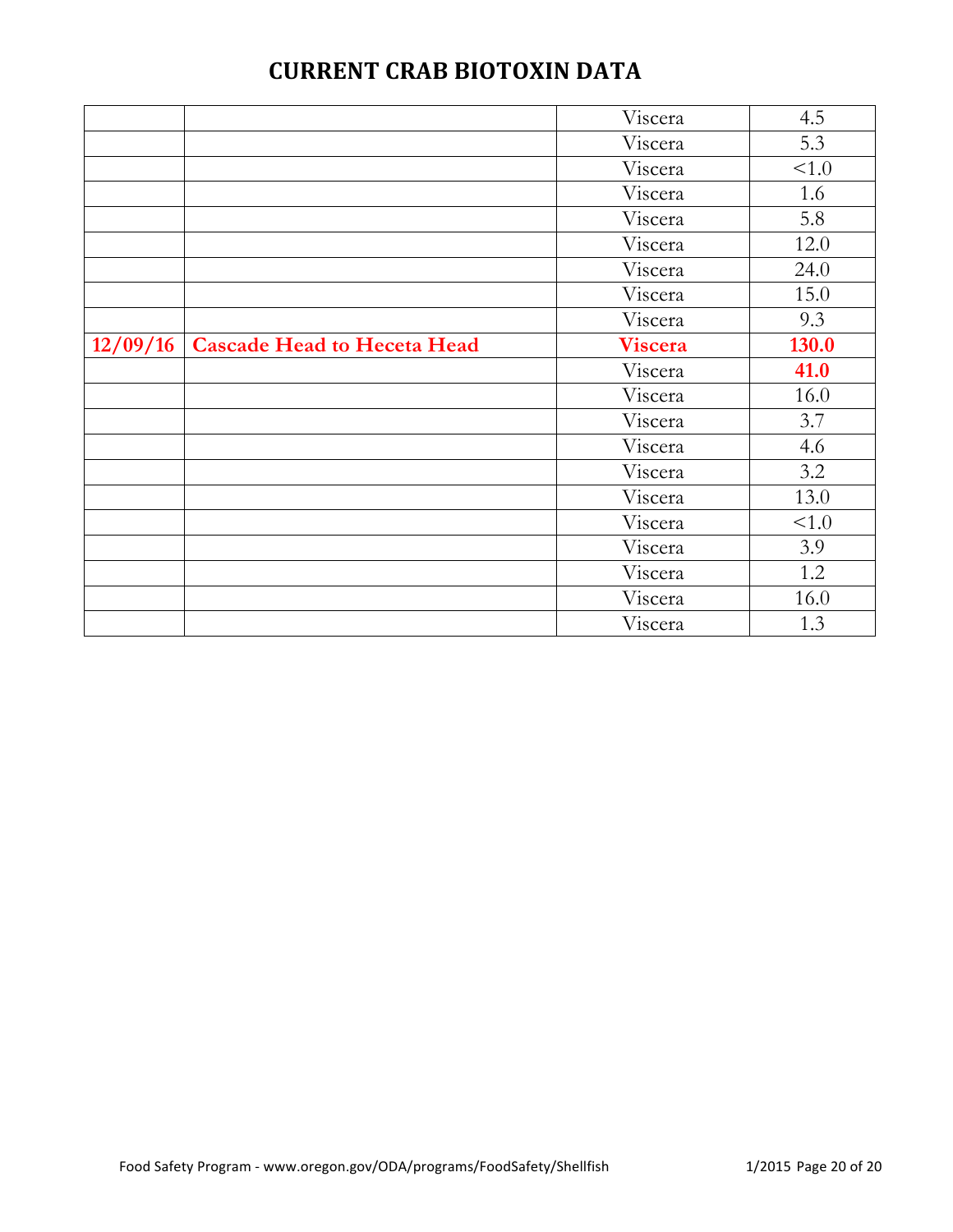# CURRENT CRAB BIOTOXIN DATA

| | | | |
|---|---|---|---|
| | | Viscera | 4.5 |
| | | Viscera | 5.3 |
| | | Viscera | <1.0 |
| | | Viscera | 1.6 |
| | | Viscera | 5.8 |
| | | Viscera | 12.0 |
| | | Viscera | 24.0 |
| | | Viscera | 15.0 |
| | | Viscera | 9.3 |
| **12/09/16** | **Cascade Head to Heceta Head** | **Viscera** | **130.0** |
| | | Viscera | **41.0** |
| | | Viscera | 16.0 |
| | | Viscera | 3.7 |
| | | Viscera | 4.6 |
| | | Viscera | 3.2 |
| | | Viscera | 13.0 |
| | | Viscera | <1.0 |
| | | Viscera | 3.9 |
| | | Viscera | 1.2 |
| | | Viscera | 16.0 |
| | | Viscera | 1.3 |